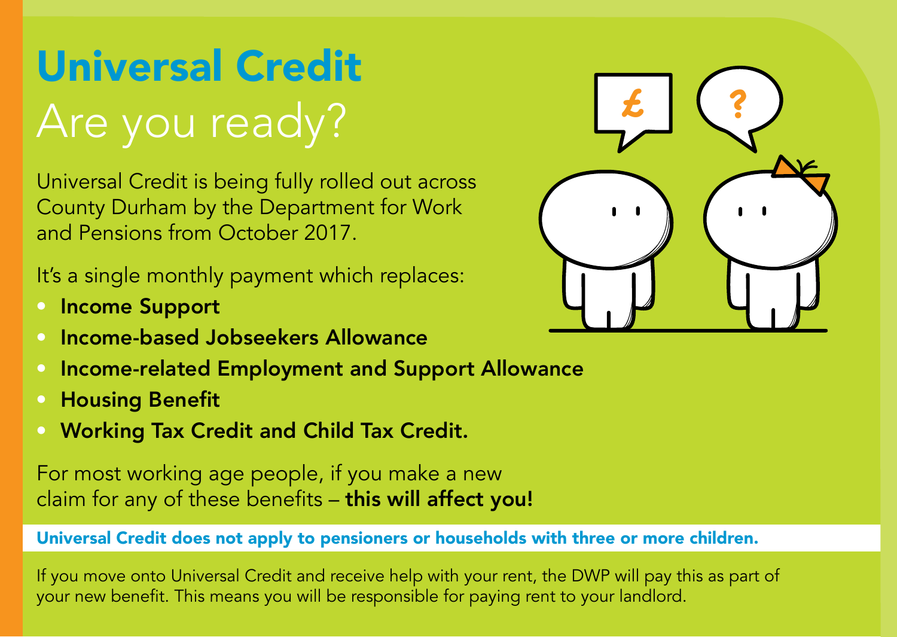# Universal Credit

## Are you ready?

Universal Credit is being fully rolled out across County Durham by the Department for Work and Pensions from October 2017.

It's a single monthly payment which replaces:

- **Income Support**
- **Income-based Jobseekers Allowance**
- **Income-related Employment and Support Allowance**
- **Housing Benefit**
- **Working Tax Credit and Child Tax Credit.**

For most working age people, if you make a new claim for any of these benefits – **this will affect you!**

**Universal Credit does not apply to pensioners or households with three or more children.**

If you move onto Universal Credit and receive help with your rent, the DWP will pay this as part of your new benefit. This means you will be responsible for paying rent to your landlord.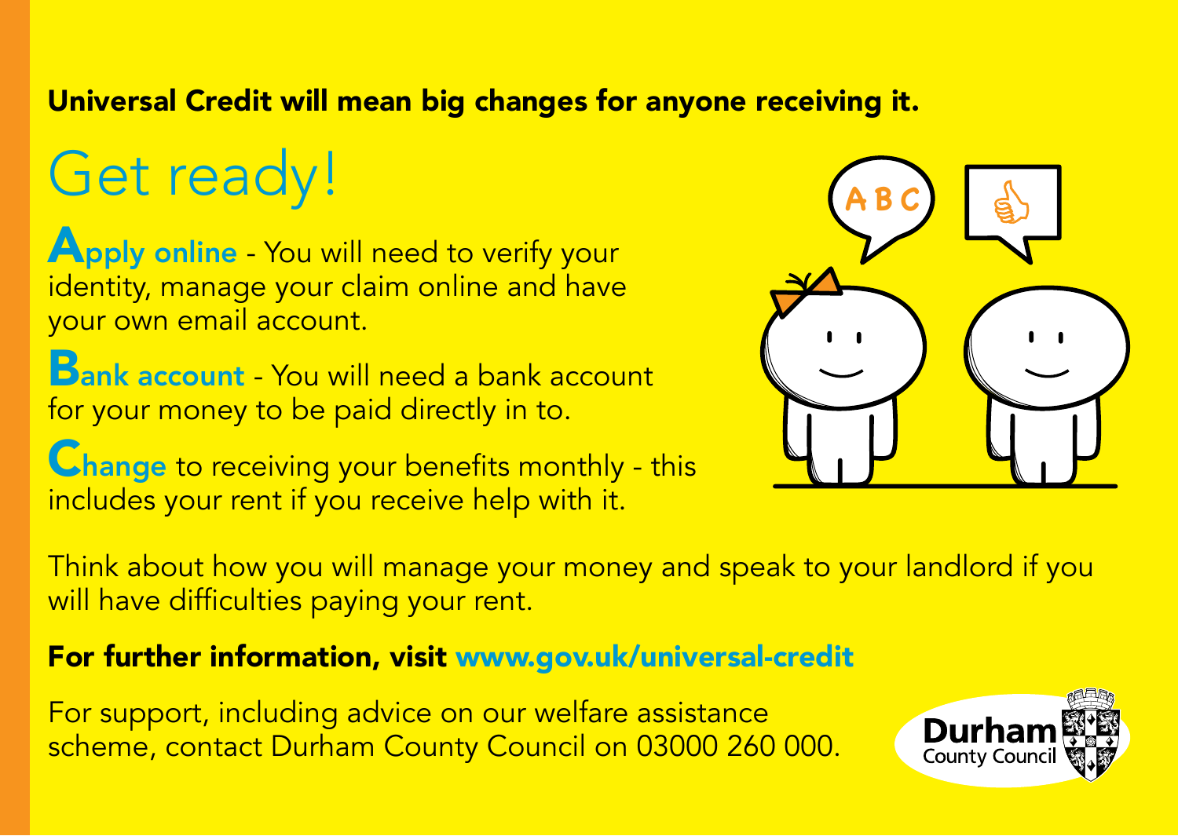**Universal Credit will mean big changes for anyone receiving it.**

# Get ready!

**Apply online** - You will need to verify your identity, manage your claim online and have your own email account.

**Bank account** - You will need a bank account for your money to be paid directly in to.

**Change** to receiving your benefits monthly - this includes your rent if you receive help with it.

Think about how you will manage your money and speak to your landlord if you will have difficulties paying your rent.

**For further information, visit www.gov.uk/universal-credit**

For support, including advice on our welfare assistance scheme, contact Durham County Council on 03000 260 000.

Durham County Council